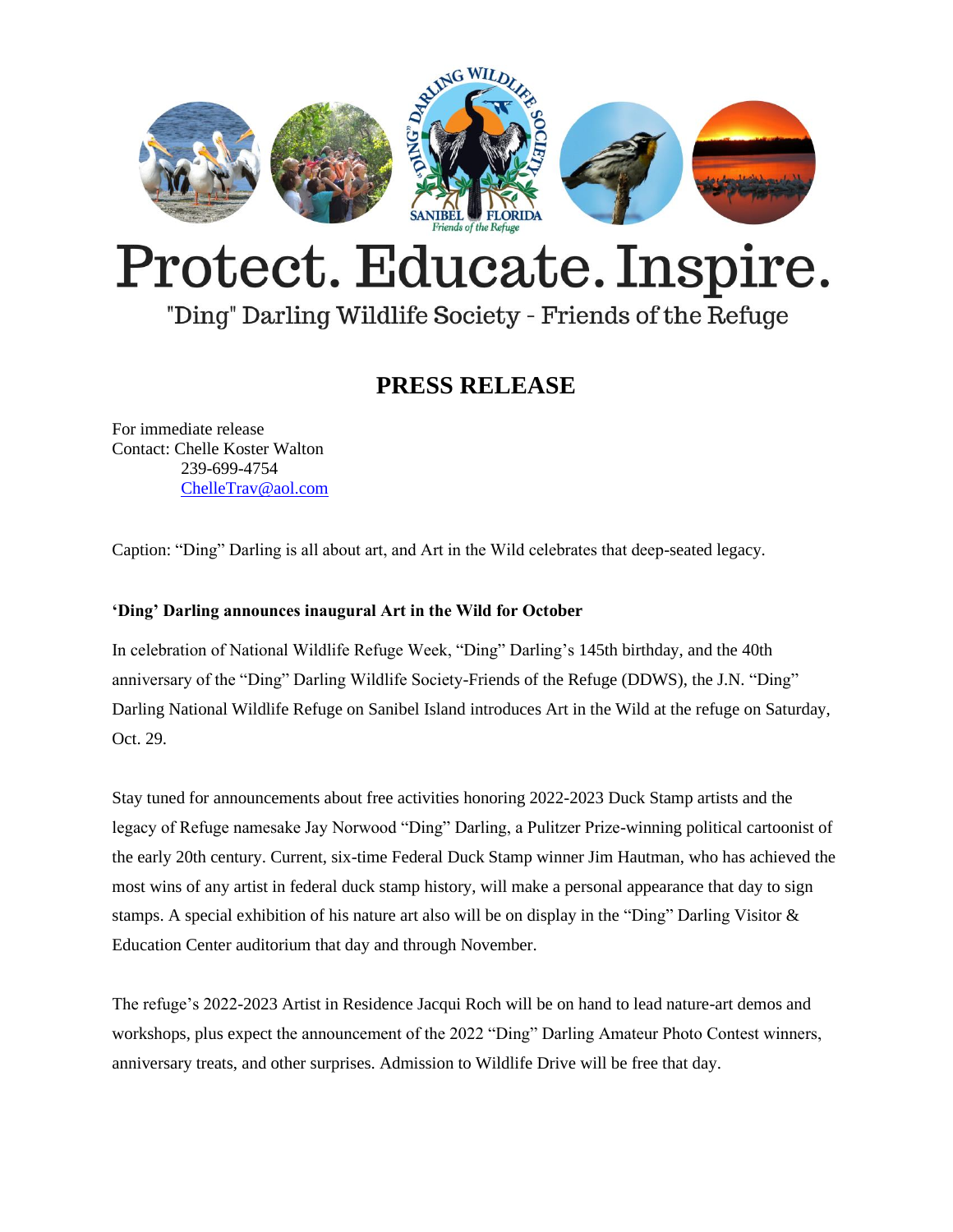# Protect. Educate. Inspire.

"Ding" Darling Wildlife Society - Friends of the Refuge

## PRESS RELEASE

For immediate release
Contact: Chelle Koster Walton
239-699-4754
ChelleTrav@aol.com

Caption: "Ding" Darling is all about art, and Art in the Wild celebrates that deep-seated legacy.

**'Ding' Darling announces inaugural Art in the Wild for October**

In celebration of National Wildlife Refuge Week, "Ding" Darling's 145th birthday, and the 40th anniversary of the "Ding" Darling Wildlife Society-Friends of the Refuge (DDWS), the J.N. "Ding" Darling National Wildlife Refuge on Sanibel Island introduces Art in the Wild at the refuge on Saturday, Oct. 29.

Stay tuned for announcements about free activities honoring 2022-2023 Duck Stamp artists and the legacy of Refuge namesake Jay Norwood "Ding" Darling, a Pulitzer Prize-winning political cartoonist of the early 20th century. Current, six-time Federal Duck Stamp winner Jim Hautman, who has achieved the most wins of any artist in federal duck stamp history, will make a personal appearance that day to sign stamps. A special exhibition of his nature art also will be on display in the "Ding" Darling Visitor & Education Center auditorium that day and through November.

The refuge's 2022-2023 Artist in Residence Jacqui Roch will be on hand to lead nature-art demos and workshops, plus expect the announcement of the 2022 "Ding" Darling Amateur Photo Contest winners, anniversary treats, and other surprises. Admission to Wildlife Drive will be free that day.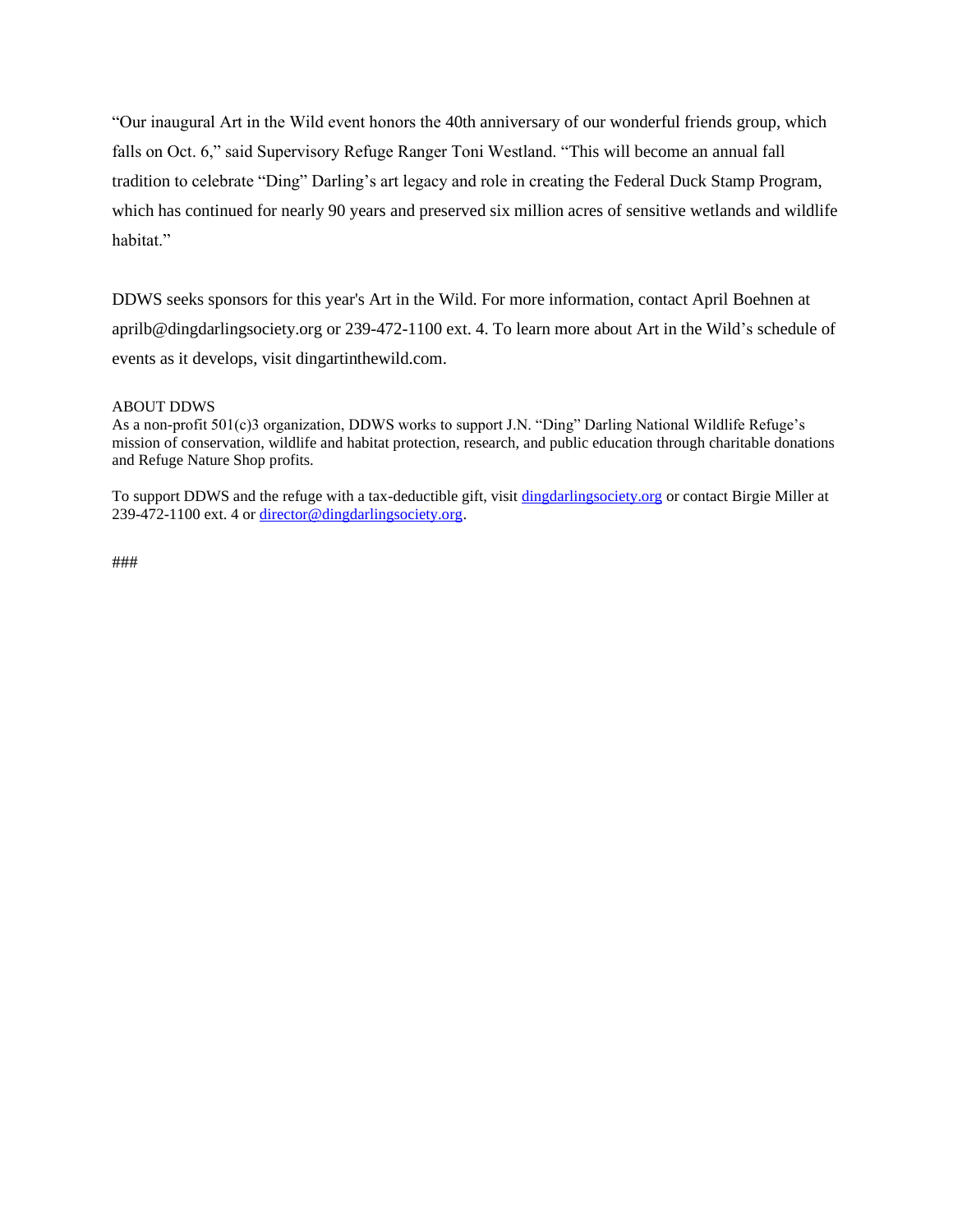"Our inaugural Art in the Wild event honors the 40th anniversary of our wonderful friends group, which falls on Oct. 6," said Supervisory Refuge Ranger Toni Westland. "This will become an annual fall tradition to celebrate "Ding" Darling's art legacy and role in creating the Federal Duck Stamp Program, which has continued for nearly 90 years and preserved six million acres of sensitive wetlands and wildlife habitat."

DDWS seeks sponsors for this year's Art in the Wild. For more information, contact April Boehnen at aprilb@dingdarlingsociety.org or 239-472-1100 ext. 4. To learn more about Art in the Wild's schedule of events as it develops, visit dingartinthewild.com.

ABOUT DDWS
As a non-profit 501(c)3 organization, DDWS works to support J.N. "Ding" Darling National Wildlife Refuge's mission of conservation, wildlife and habitat protection, research, and public education through charitable donations and Refuge Nature Shop profits.

To support DDWS and the refuge with a tax-deductible gift, visit [dingdarlingsociety.org](http://dingdarlingsociety.org) or contact Birgie Miller at 239-472-1100 ext. 4 or [director@dingdarlingsociety.org](mailto:director@dingdarlingsociety.org).

###